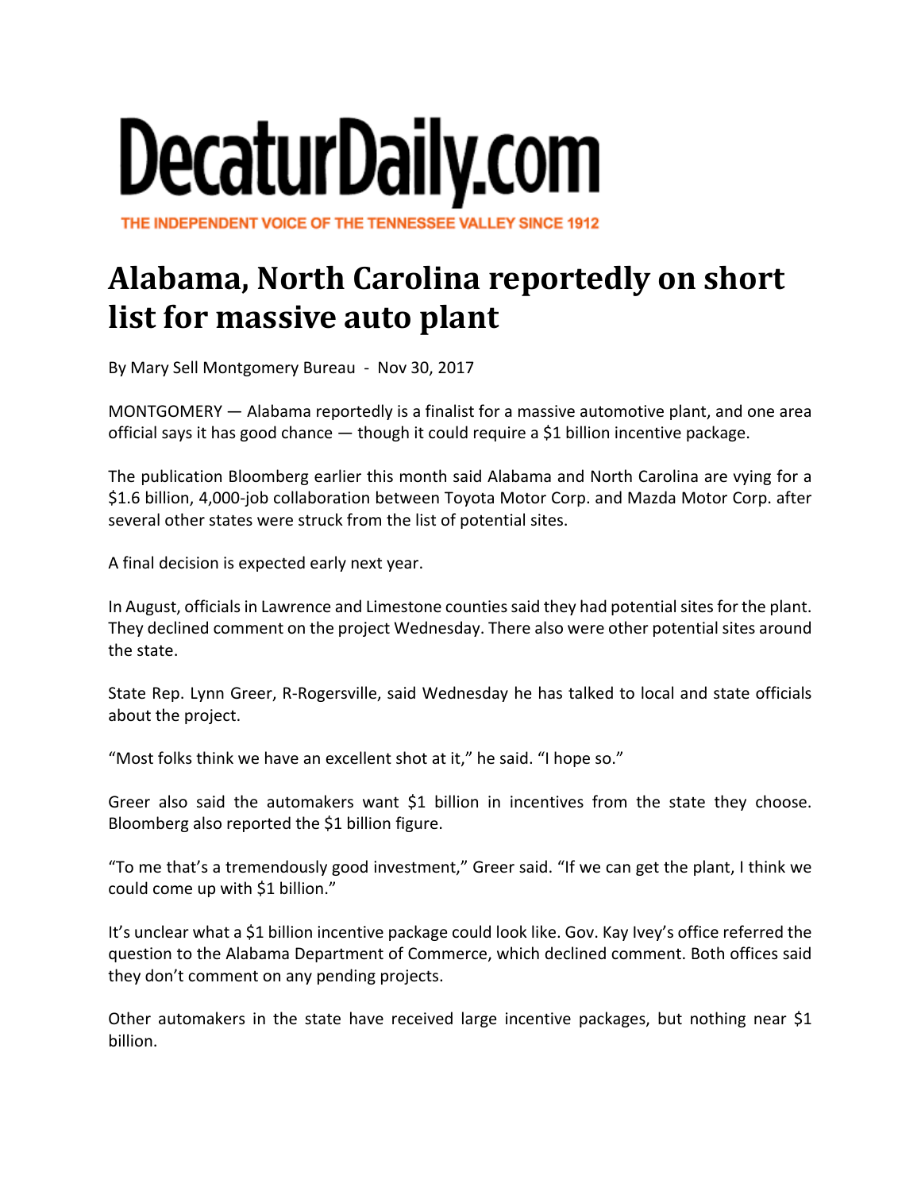# DecaturDaily.com

THE INDEPENDENT VOICE OF THE TENNESSEE VALLEY SINCE 1912

## Alabama, North Carolina reportedly on short list for massive auto plant

By Mary Sell Montgomery Bureau - Nov 30, 2017

MONTGOMERY — Alabama reportedly is a finalist for a massive automotive plant, and one area official says it has good chance — though it could require a $1 billion incentive package.

The publication Bloomberg earlier this month said Alabama and North Carolina are vying for a $1.6 billion, 4,000-job collaboration between Toyota Motor Corp. and Mazda Motor Corp. after several other states were struck from the list of potential sites.

A final decision is expected early next year.

In August, officials in Lawrence and Limestone counties said they had potential sites for the plant. They declined comment on the project Wednesday. There also were other potential sites around the state.

State Rep. Lynn Greer, R-Rogersville, said Wednesday he has talked to local and state officials about the project.

"Most folks think we have an excellent shot at it," he said. "I hope so."

Greer also said the automakers want $1 billion in incentives from the state they choose. Bloomberg also reported the $1 billion figure.

"To me that's a tremendously good investment," Greer said. "If we can get the plant, I think we could come up with $1 billion."

It's unclear what a $1 billion incentive package could look like. Gov. Kay Ivey's office referred the question to the Alabama Department of Commerce, which declined comment. Both offices said they don't comment on any pending projects.

Other automakers in the state have received large incentive packages, but nothing near $1 billion.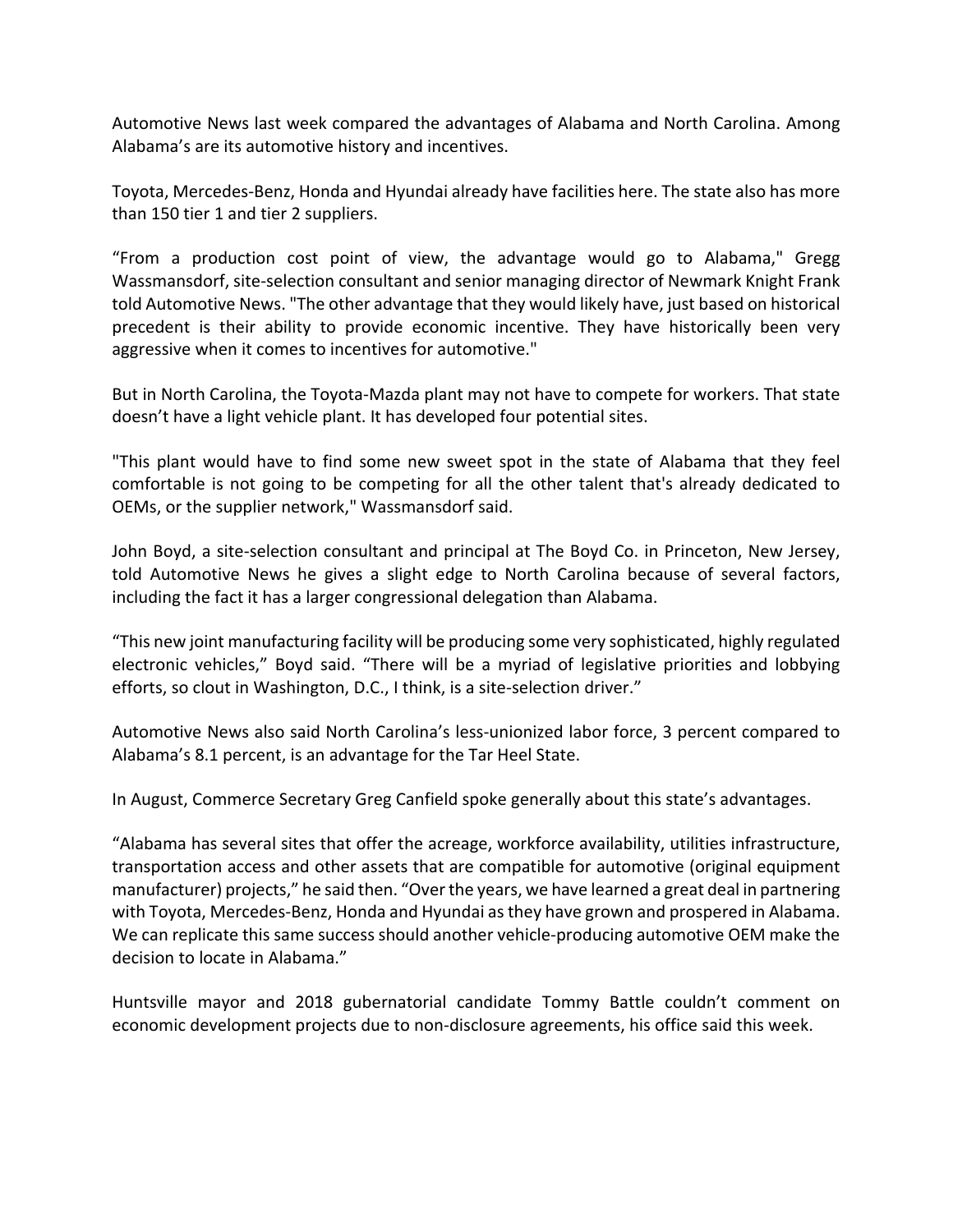Automotive News last week compared the advantages of Alabama and North Carolina. Among Alabama's are its automotive history and incentives.

Toyota, Mercedes-Benz, Honda and Hyundai already have facilities here. The state also has more than 150 tier 1 and tier 2 suppliers.

"From a production cost point of view, the advantage would go to Alabama," Gregg Wassmansdorf, site-selection consultant and senior managing director of Newmark Knight Frank told Automotive News. "The other advantage that they would likely have, just based on historical precedent is their ability to provide economic incentive. They have historically been very aggressive when it comes to incentives for automotive."

But in North Carolina, the Toyota-Mazda plant may not have to compete for workers. That state doesn't have a light vehicle plant. It has developed four potential sites.

"This plant would have to find some new sweet spot in the state of Alabama that they feel comfortable is not going to be competing for all the other talent that's already dedicated to OEMs, or the supplier network," Wassmansdorf said.

John Boyd, a site-selection consultant and principal at The Boyd Co. in Princeton, New Jersey, told Automotive News he gives a slight edge to North Carolina because of several factors, including the fact it has a larger congressional delegation than Alabama.

"This new joint manufacturing facility will be producing some very sophisticated, highly regulated electronic vehicles," Boyd said. "There will be a myriad of legislative priorities and lobbying efforts, so clout in Washington, D.C., I think, is a site-selection driver."

Automotive News also said North Carolina's less-unionized labor force, 3 percent compared to Alabama's 8.1 percent, is an advantage for the Tar Heel State.

In August, Commerce Secretary Greg Canfield spoke generally about this state's advantages.

"Alabama has several sites that offer the acreage, workforce availability, utilities infrastructure, transportation access and other assets that are compatible for automotive (original equipment manufacturer) projects," he said then. "Over the years, we have learned a great deal in partnering with Toyota, Mercedes-Benz, Honda and Hyundai as they have grown and prospered in Alabama. We can replicate this same success should another vehicle-producing automotive OEM make the decision to locate in Alabama."

Huntsville mayor and 2018 gubernatorial candidate Tommy Battle couldn't comment on economic development projects due to non-disclosure agreements, his office said this week.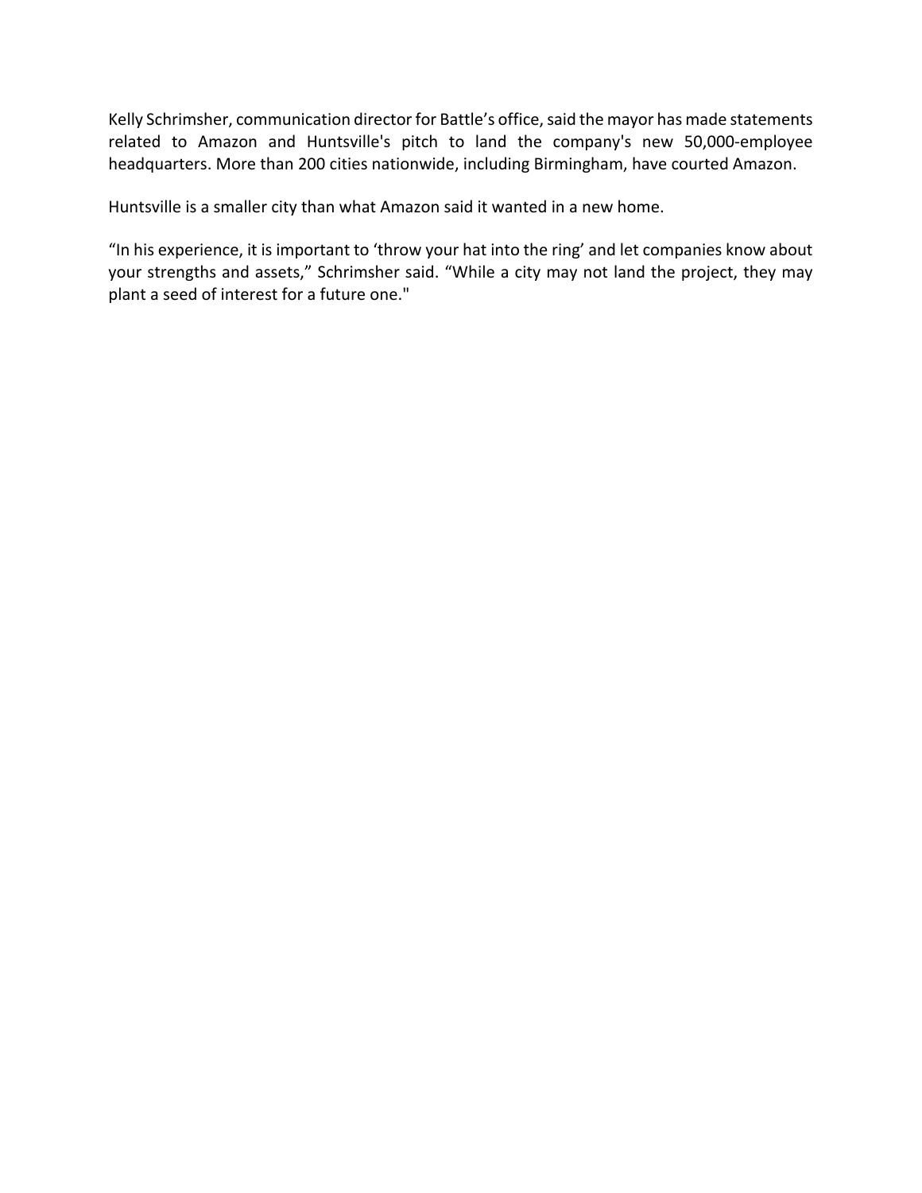Kelly Schrimsher, communication director for Battle's office, said the mayor has made statements related to Amazon and Huntsville's pitch to land the company's new 50,000-employee headquarters. More than 200 cities nationwide, including Birmingham, have courted Amazon.

Huntsville is a smaller city than what Amazon said it wanted in a new home.

"In his experience, it is important to 'throw your hat into the ring' and let companies know about your strengths and assets," Schrimsher said. "While a city may not land the project, they may plant a seed of interest for a future one."